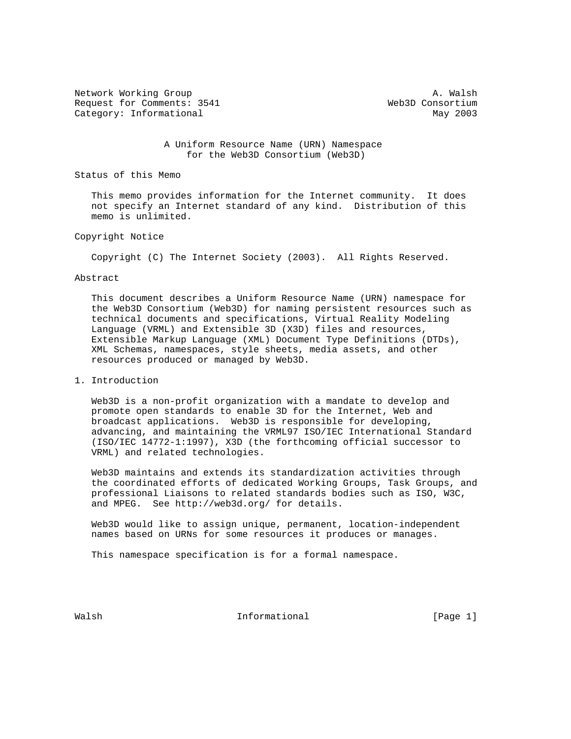Network Working Group A. Walsh
Request for Comments: 3541 Web3D Consortium
Category: Informational May 2003

# A Uniform Resource Name (URN) Namespace for the Web3D Consortium (Web3D)

## Status of this Memo

This memo provides information for the Internet community. It does not specify an Internet standard of any kind. Distribution of this memo is unlimited.

## Copyright Notice

Copyright (C) The Internet Society (2003). All Rights Reserved.

## Abstract

This document describes a Uniform Resource Name (URN) namespace for the Web3D Consortium (Web3D) for naming persistent resources such as technical documents and specifications, Virtual Reality Modeling Language (VRML) and Extensible 3D (X3D) files and resources, Extensible Markup Language (XML) Document Type Definitions (DTDs), XML Schemas, namespaces, style sheets, media assets, and other resources produced or managed by Web3D.

## 1. Introduction

Web3D is a non-profit organization with a mandate to develop and promote open standards to enable 3D for the Internet, Web and broadcast applications. Web3D is responsible for developing, advancing, and maintaining the VRML97 ISO/IEC International Standard (ISO/IEC 14772-1:1997), X3D (the forthcoming official successor to VRML) and related technologies.

Web3D maintains and extends its standardization activities through the coordinated efforts of dedicated Working Groups, Task Groups, and professional Liaisons to related standards bodies such as ISO, W3C, and MPEG. See http://web3d.org/ for details.

Web3D would like to assign unique, permanent, location-independent names based on URNs for some resources it produces or manages.

This namespace specification is for a formal namespace.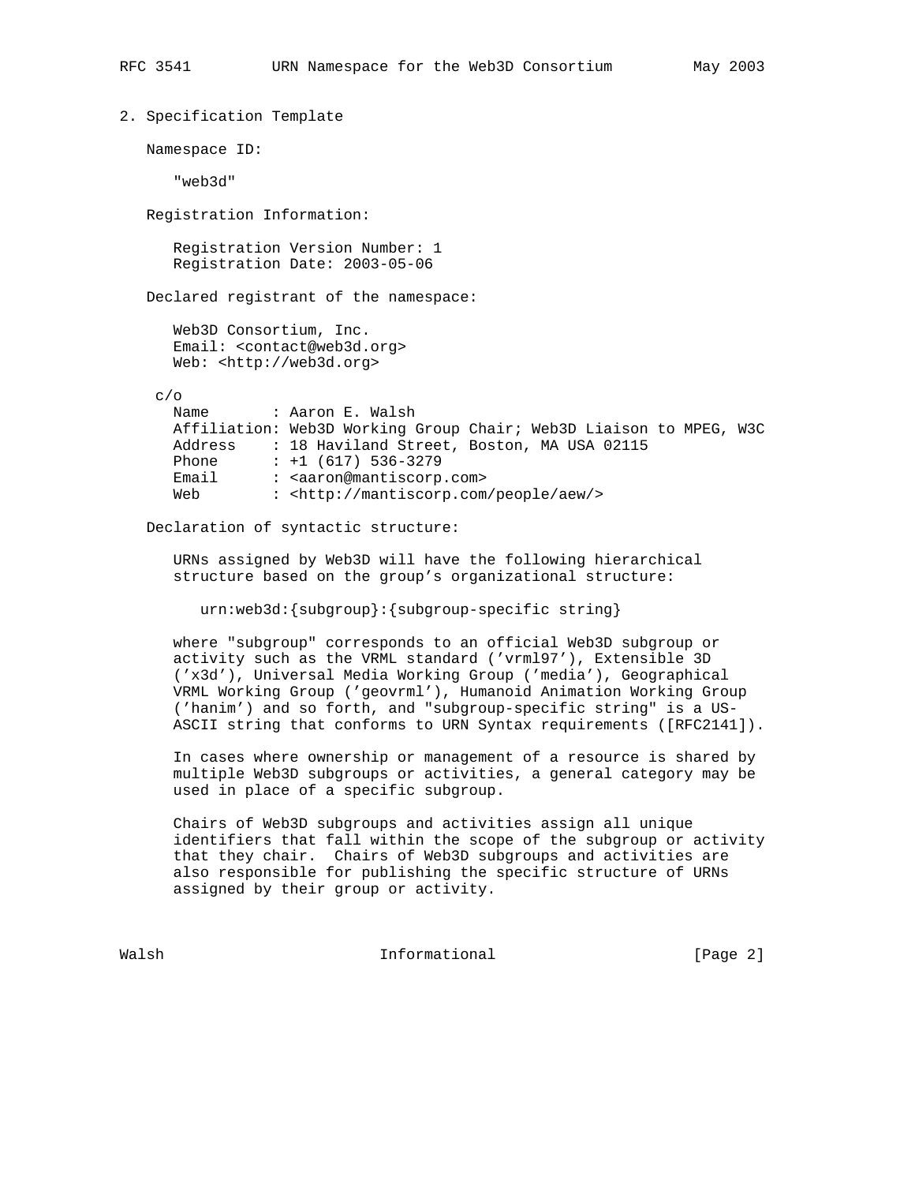## 2. Specification Template

Namespace ID:

"web3d"

Registration Information:

Registration Version Number: 1
Registration Date: 2003-05-06

Declared registrant of the namespace:

Web3D Consortium, Inc.
Email: <contact@web3d.org>
Web: <http://web3d.org>

c/o

```
Name       : Aaron E. Walsh
Affiliation: Web3D Working Group Chair; Web3D Liaison to MPEG, W3C
Address    : 18 Haviland Street, Boston, MA USA 02115
Phone      : +1 (617) 536-3279
Email      : <aaron@mantiscorp.com>
Web        : <http://mantiscorp.com/people/aew/>
```

Declaration of syntactic structure:

URNs assigned by Web3D will have the following hierarchical structure based on the group's organizational structure:

```
urn:web3d:{subgroup}:{subgroup-specific string}
```

where "subgroup" corresponds to an official Web3D subgroup or activity such as the VRML standard ('vrml97'), Extensible 3D ('x3d'), Universal Media Working Group ('media'), Geographical VRML Working Group ('geovrml'), Humanoid Animation Working Group ('hanim') and so forth, and "subgroup-specific string" is a US-ASCII string that conforms to URN Syntax requirements ([RFC2141]).

In cases where ownership or management of a resource is shared by multiple Web3D subgroups or activities, a general category may be used in place of a specific subgroup.

Chairs of Web3D subgroups and activities assign all unique identifiers that fall within the scope of the subgroup or activity that they chair. Chairs of Web3D subgroups and activities are also responsible for publishing the specific structure of URNs assigned by their group or activity.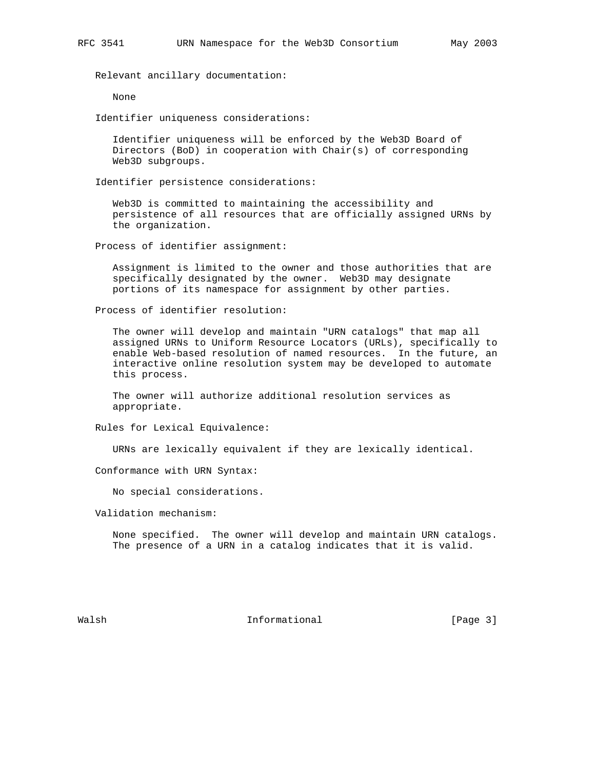Relevant ancillary documentation:

None

Identifier uniqueness considerations:

Identifier uniqueness will be enforced by the Web3D Board of Directors (BoD) in cooperation with Chair(s) of corresponding Web3D subgroups.

Identifier persistence considerations:

Web3D is committed to maintaining the accessibility and persistence of all resources that are officially assigned URNs by the organization.

Process of identifier assignment:

Assignment is limited to the owner and those authorities that are specifically designated by the owner. Web3D may designate portions of its namespace for assignment by other parties.

Process of identifier resolution:

The owner will develop and maintain "URN catalogs" that map all assigned URNs to Uniform Resource Locators (URLs), specifically to enable Web-based resolution of named resources. In the future, an interactive online resolution system may be developed to automate this process.

The owner will authorize additional resolution services as appropriate.

Rules for Lexical Equivalence:

URNs are lexically equivalent if they are lexically identical.

Conformance with URN Syntax:

No special considerations.

Validation mechanism:

None specified. The owner will develop and maintain URN catalogs. The presence of a URN in a catalog indicates that it is valid.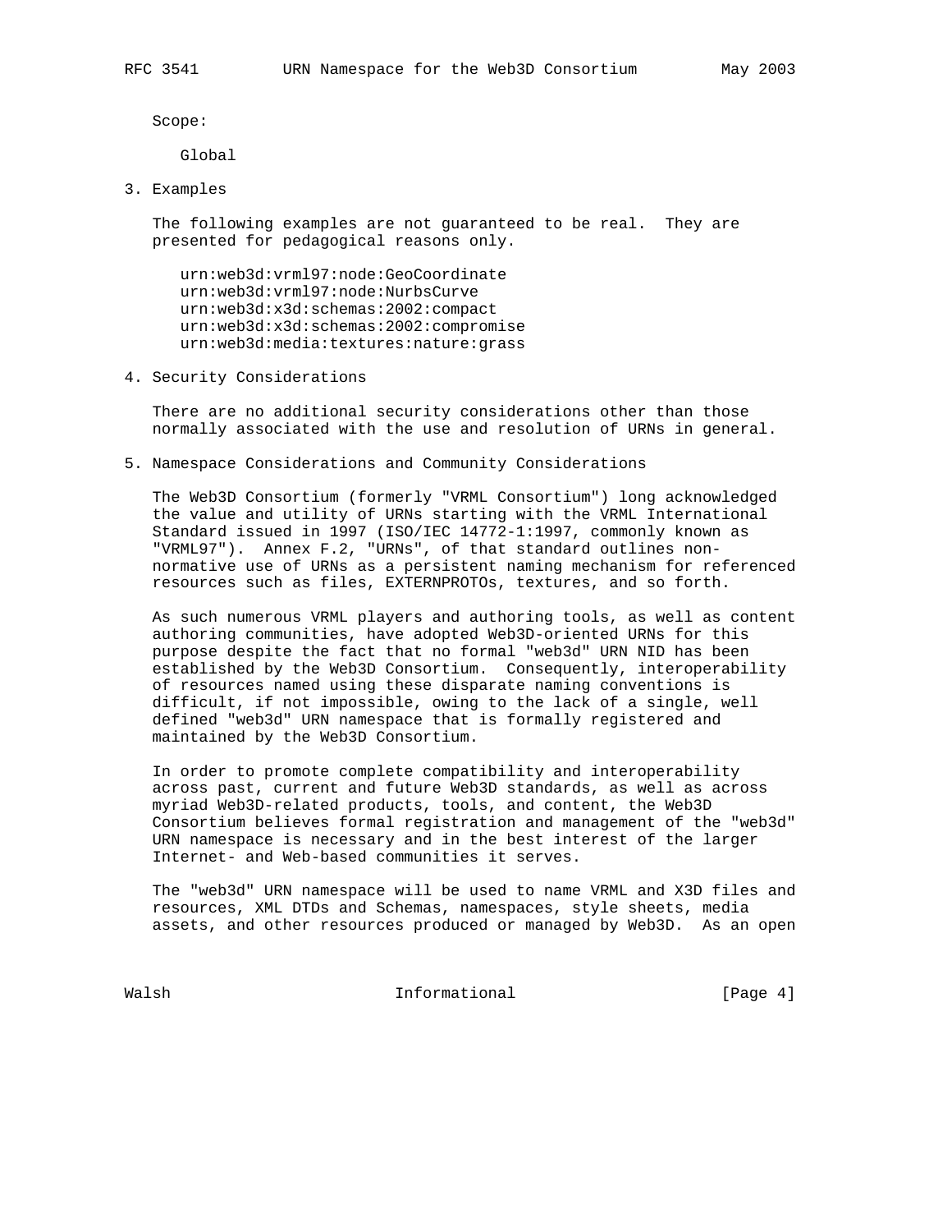Scope:

Global

## 3. Examples

The following examples are not guaranteed to be real. They are presented for pedagogical reasons only.

```
urn:web3d:vrml97:node:GeoCoordinate
urn:web3d:vrml97:node:NurbsCurve
urn:web3d:x3d:schemas:2002:compact
urn:web3d:x3d:schemas:2002:compromise
urn:web3d:media:textures:nature:grass
```

## 4. Security Considerations

There are no additional security considerations other than those normally associated with the use and resolution of URNs in general.

## 5. Namespace Considerations and Community Considerations

The Web3D Consortium (formerly "VRML Consortium") long acknowledged the value and utility of URNs starting with the VRML International Standard issued in 1997 (ISO/IEC 14772-1:1997, commonly known as "VRML97"). Annex F.2, "URNs", of that standard outlines non-normative use of URNs as a persistent naming mechanism for referenced resources such as files, EXTERNPROTOs, textures, and so forth.

As such numerous VRML players and authoring tools, as well as content authoring communities, have adopted Web3D-oriented URNs for this purpose despite the fact that no formal "web3d" URN NID has been established by the Web3D Consortium. Consequently, interoperability of resources named using these disparate naming conventions is difficult, if not impossible, owing to the lack of a single, well defined "web3d" URN namespace that is formally registered and maintained by the Web3D Consortium.

In order to promote complete compatibility and interoperability across past, current and future Web3D standards, as well as across myriad Web3D-related products, tools, and content, the Web3D Consortium believes formal registration and management of the "web3d" URN namespace is necessary and in the best interest of the larger Internet- and Web-based communities it serves.

The "web3d" URN namespace will be used to name VRML and X3D files and resources, XML DTDs and Schemas, namespaces, style sheets, media assets, and other resources produced or managed by Web3D. As an open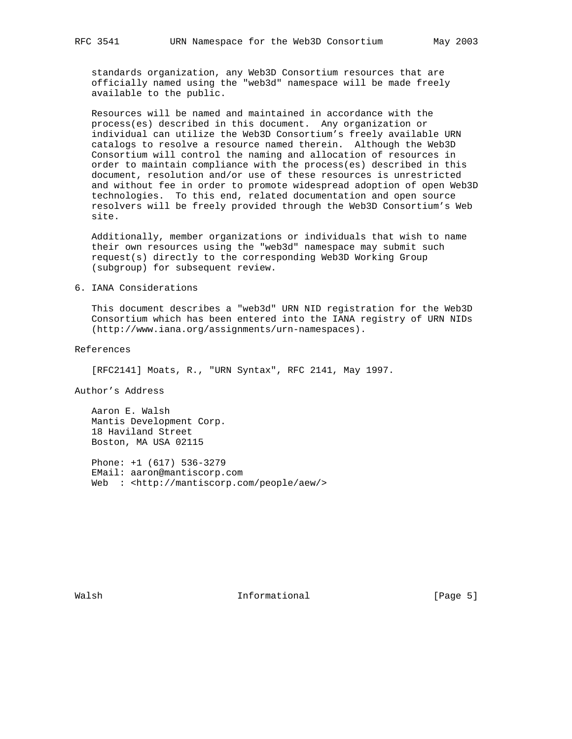standards organization, any Web3D Consortium resources that are officially named using the "web3d" namespace will be made freely available to the public.

Resources will be named and maintained in accordance with the process(es) described in this document. Any organization or individual can utilize the Web3D Consortium's freely available URN catalogs to resolve a resource named therein. Although the Web3D Consortium will control the naming and allocation of resources in order to maintain compliance with the process(es) described in this document, resolution and/or use of these resources is unrestricted and without fee in order to promote widespread adoption of open Web3D technologies. To this end, related documentation and open source resolvers will be freely provided through the Web3D Consortium's Web site.

Additionally, member organizations or individuals that wish to name their own resources using the "web3d" namespace may submit such request(s) directly to the corresponding Web3D Working Group (subgroup) for subsequent review.

## 6. IANA Considerations

This document describes a "web3d" URN NID registration for the Web3D Consortium which has been entered into the IANA registry of URN NIDs (http://www.iana.org/assignments/urn-namespaces).

## References

[RFC2141] Moats, R., "URN Syntax", RFC 2141, May 1997.

## Author's Address

Aaron E. Walsh
Mantis Development Corp.
18 Haviland Street
Boston, MA USA 02115

Phone: +1 (617) 536-3279
EMail: aaron@mantiscorp.com
Web : <http://mantiscorp.com/people/aew/>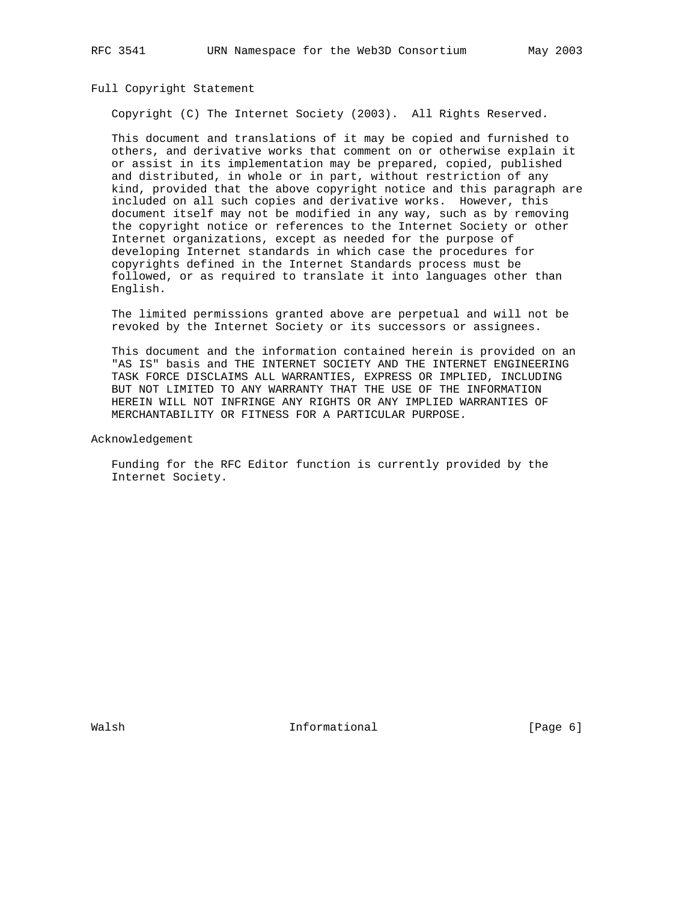## Full Copyright Statement

Copyright (C) The Internet Society (2003). All Rights Reserved.

This document and translations of it may be copied and furnished to others, and derivative works that comment on or otherwise explain it or assist in its implementation may be prepared, copied, published and distributed, in whole or in part, without restriction of any kind, provided that the above copyright notice and this paragraph are included on all such copies and derivative works. However, this document itself may not be modified in any way, such as by removing the copyright notice or references to the Internet Society or other Internet organizations, except as needed for the purpose of developing Internet standards in which case the procedures for copyrights defined in the Internet Standards process must be followed, or as required to translate it into languages other than English.

The limited permissions granted above are perpetual and will not be revoked by the Internet Society or its successors or assignees.

This document and the information contained herein is provided on an "AS IS" basis and THE INTERNET SOCIETY AND THE INTERNET ENGINEERING TASK FORCE DISCLAIMS ALL WARRANTIES, EXPRESS OR IMPLIED, INCLUDING BUT NOT LIMITED TO ANY WARRANTY THAT THE USE OF THE INFORMATION HEREIN WILL NOT INFRINGE ANY RIGHTS OR ANY IMPLIED WARRANTIES OF MERCHANTABILITY OR FITNESS FOR A PARTICULAR PURPOSE.

## Acknowledgement

Funding for the RFC Editor function is currently provided by the Internet Society.